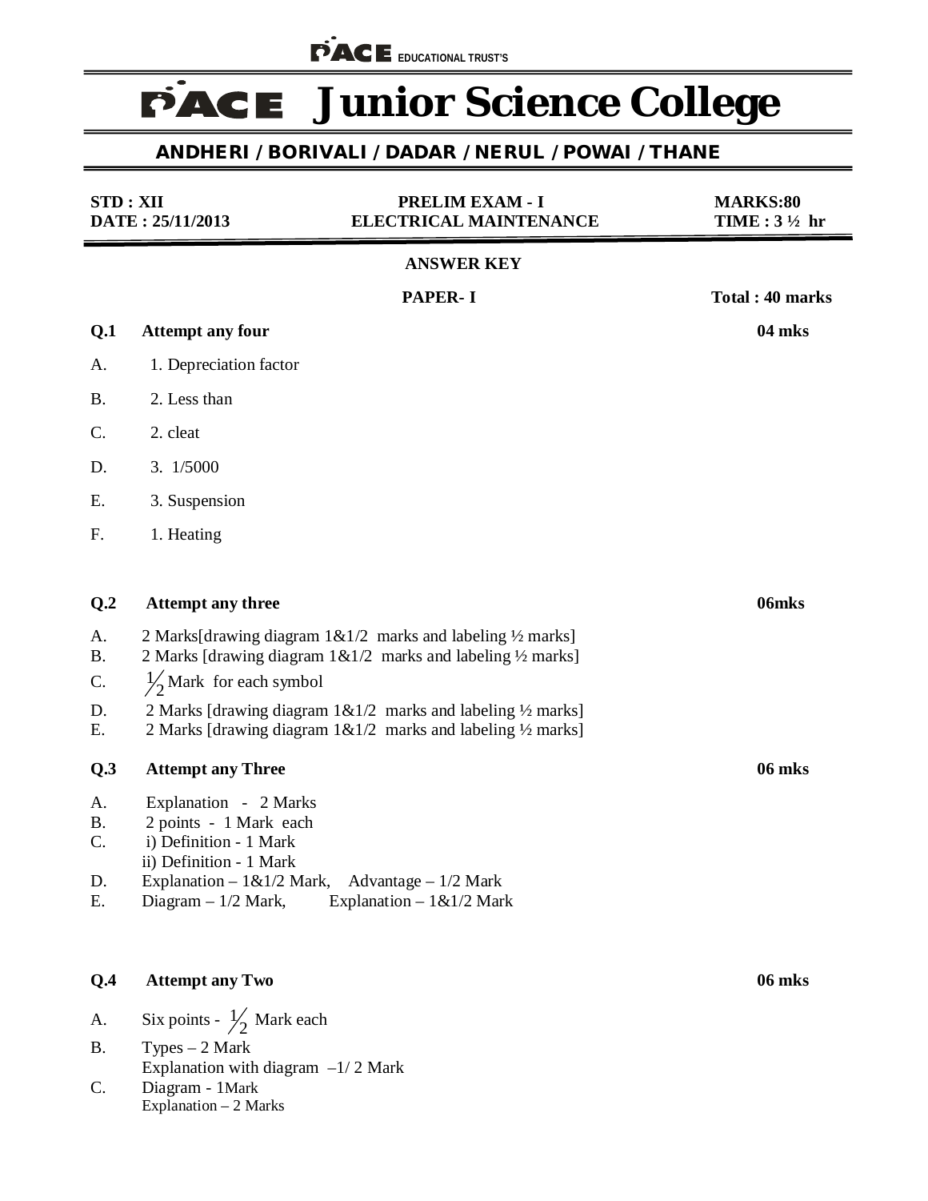PACE EDUCATIONAL TRUST'S

# PACE Junior Science College

**ANDHERI / BORIVALI / DADAR / NERUL / POWAI / THANE**

| | | |
|---|---|---|
| **STD : XII** | **PRELIM EXAM - I** | **MARKS:80** |
| **DATE : 25/11/2013** | **ELECTRICAL MAINTENANCE** | **TIME : 3 ½ hr** |

**ANSWER KEY**

**PAPER- I** — **Total : 40 marks**

**Q.1 Attempt any four** — **04 mks**

A. 1. Depreciation factor

B. 2. Less than

C. 2. cleat

D. 3. 1/5000

E. 3. Suspension

F. 1. Heating

**Q.2 Attempt any three** — **06mks**

A. 2 Marks[drawing diagram 1&1/2 marks and labeling ½ marks]
B. 2 Marks [drawing diagram 1&1/2 marks and labeling ½ marks]
C. $\frac{1}{2}$ Mark for each symbol
D. 2 Marks [drawing diagram 1&1/2 marks and labeling ½ marks]
E. 2 Marks [drawing diagram 1&1/2 marks and labeling ½ marks]

**Q.3 Attempt any Three** — **06 mks**

A. Explanation - 2 Marks
B. 2 points - 1 Mark each
C. i) Definition - 1 Mark
 ii) Definition - 1 Mark
D. Explanation – 1&1/2 Mark, Advantage – 1/2 Mark
E. Diagram – 1/2 Mark, Explanation – 1&1/2 Mark

**Q.4 Attempt any Two** — **06 mks**

A. Six points - $\frac{1}{2}$ Mark each
B. Types – 2 Mark
 Explanation with diagram –1/ 2 Mark
C. Diagram - 1Mark
 Explanation – 2 Marks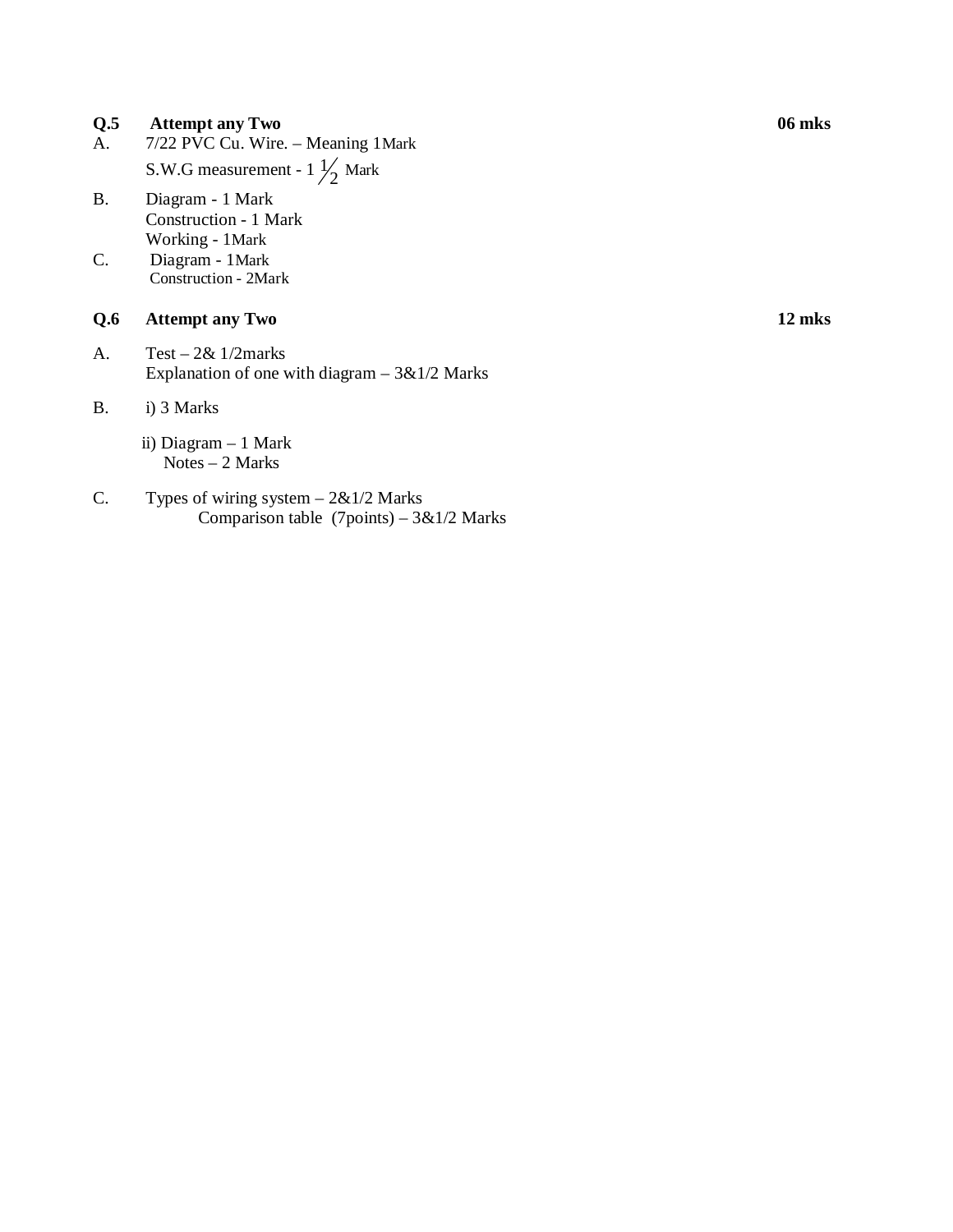**Q.5 Attempt any Two** **06 mks**

A. 7/22 PVC Cu. Wire. – Meaning 1Mark

S.W.G measurement - 1 $\frac{1}{2}$ Mark

B. Diagram - 1 Mark

Construction - 1 Mark

Working - 1Mark

C. Diagram - 1Mark

Construction - 2Mark

**Q.6 Attempt any Two** **12 mks**

A. Test – 2& 1/2marks

Explanation of one with diagram – 3&1/2 Marks

B. i) 3 Marks

ii) Diagram – 1 Mark

Notes – 2 Marks

C. Types of wiring system – 2&1/2 Marks

Comparison table (7points) – 3&1/2 Marks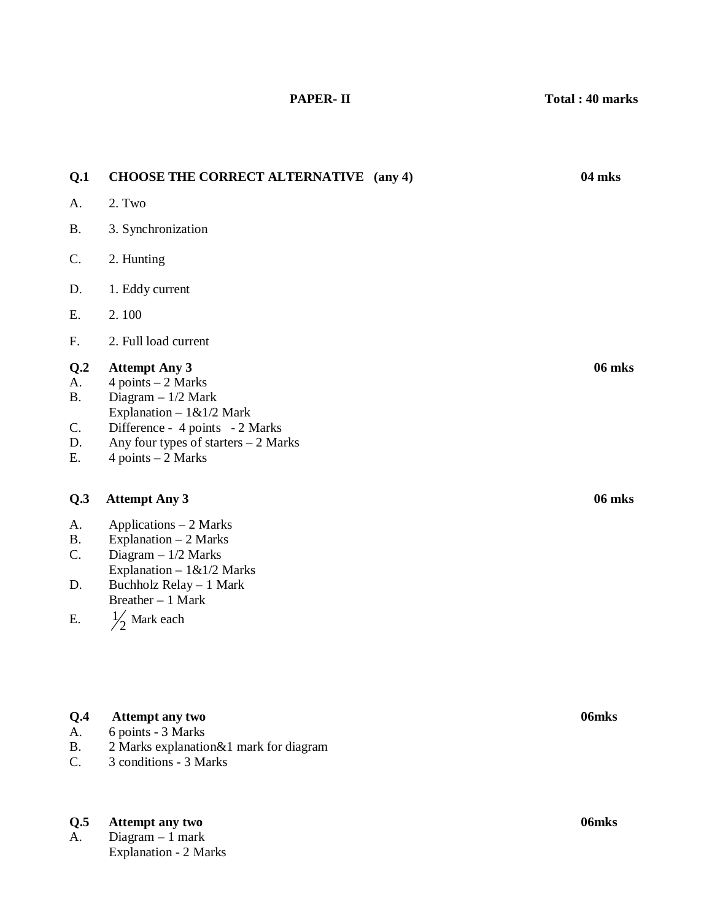**PAPER- II** **Total : 40 marks**

**Q.1 CHOOSE THE CORRECT ALTERNATIVE (any 4)** **04 mks**

A. 2. Two

B. 3. Synchronization

C. 2. Hunting

D. 1. Eddy current

E. 2. 100

F. 2. Full load current

**Q.2 Attempt Any 3** **06 mks**

A. 4 points – 2 Marks

B. Diagram – 1/2 Mark
Explanation – 1&1/2 Mark

C. Difference - 4 points - 2 Marks

D. Any four types of starters – 2 Marks

E. 4 points – 2 Marks

**Q.3 Attempt Any 3** **06 mks**

A. Applications – 2 Marks

B. Explanation – 2 Marks

C. Diagram – 1/2 Marks
Explanation – 1&1/2 Marks

D. Buchholz Relay – 1 Mark
Breather – 1 Mark

E. $\frac{1}{2}$ Mark each

**Q.4 Attempt any two** **06mks**

A. 6 points - 3 Marks

B. 2 Marks explanation&1 mark for diagram

C. 3 conditions - 3 Marks

**Q.5 Attempt any two** **06mks**

A. Diagram – 1 mark
Explanation - 2 Marks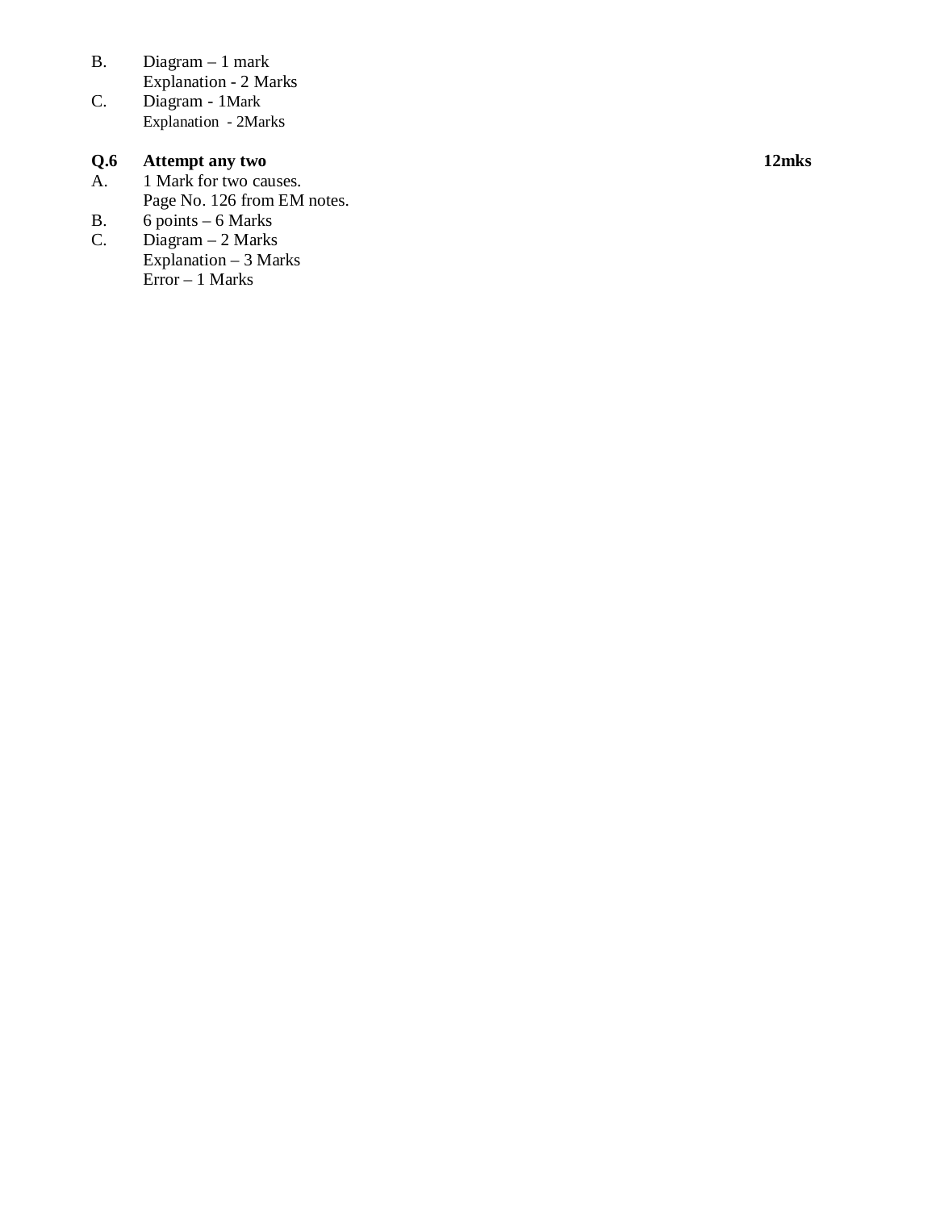B. Diagram – 1 mark
Explanation - 2 Marks

C. Diagram - 1Mark
Explanation - 2Marks

**Q.6 Attempt any two** **12mks**

A. 1 Mark for two causes.
Page No. 126 from EM notes.

B. 6 points – 6 Marks

C. Diagram – 2 Marks
Explanation – 3 Marks
Error – 1 Marks